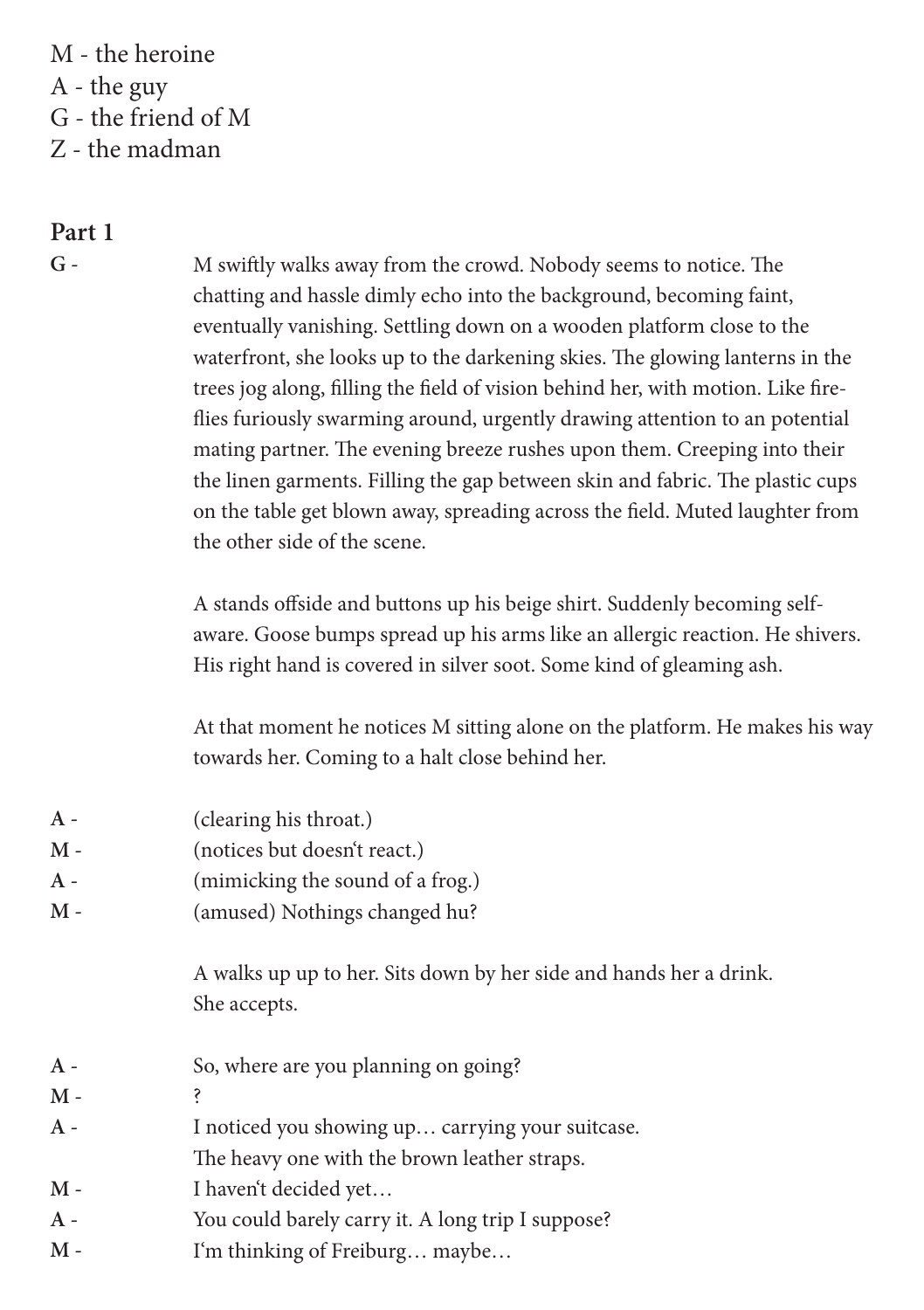M - the heroine
A - the guy
G - the friend of M
Z - the madman

## Part 1

**G -** M swiftly walks away from the crowd. Nobody seems to notice. The chatting and hassle dimly echo into the background, becoming faint, eventually vanishing. Settling down on a wooden platform close to the waterfront, she looks up to the darkening skies. The glowing lanterns in the trees jog along, filling the field of vision behind her, with motion. Like fire-flies furiously swarming around, urgently drawing attention to an potential mating partner. The evening breeze rushes upon them. Creeping into their the linen garments. Filling the gap between skin and fabric. The plastic cups on the table get blown away, spreading across the field. Muted laughter from the other side of the scene.

A stands offside and buttons up his beige shirt. Suddenly becoming self-aware. Goose bumps spread up his arms like an allergic reaction. He shivers. His right hand is covered in silver soot. Some kind of gleaming ash.

At that moment he notices M sitting alone on the platform. He makes his way towards her. Coming to a halt close behind her.

**A -** (clearing his throat.)
**M -** (notices but doesn't react.)
**A -** (mimicking the sound of a frog.)
**M -** (amused) Nothings changed hu?

A walks up up to her. Sits down by her side and hands her a drink.
She accepts.

**A -** So, where are you planning on going?
**M -** ?
**A -** I noticed you showing up… carrying your suitcase.
The heavy one with the brown leather straps.
**M -** I haven't decided yet…
**A -** You could barely carry it. A long trip I suppose?
**M -** I'm thinking of Freiburg… maybe…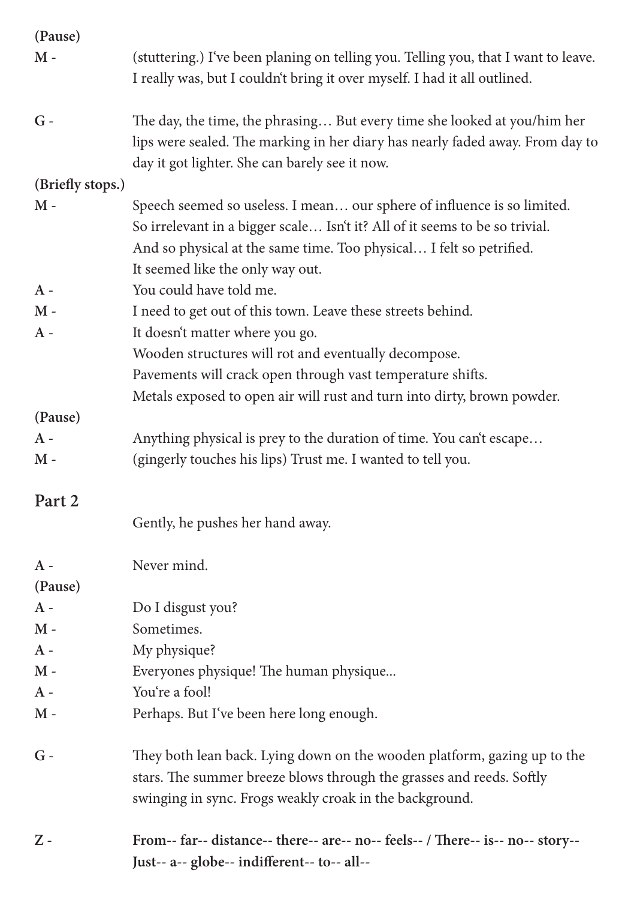**(Pause)**

**M -** (stuttering.) I‘ve been planing on telling you. Telling you, that I want to leave. I really was, but I couldn‘t bring it over myself. I had it all outlined.

**G -** The day, the time, the phrasing… But every time she looked at you/him her lips were sealed. The marking in her diary has nearly faded away. From day to day it got lighter. She can barely see it now.

**(Briefly stops.)**

**M -** Speech seemed so useless. I mean… our sphere of influence is so limited.
So irrelevant in a bigger scale… Isn‘t it? All of it seems to be so trivial.
And so physical at the same time. Too physical… I felt so petrified.
It seemed like the only way out.

**A -** You could have told me.

**M -** I need to get out of this town. Leave these streets behind.

**A -** It doesn‘t matter where you go.
Wooden structures will rot and eventually decompose.
Pavements will crack open through vast temperature shifts.
Metals exposed to open air will rust and turn into dirty, brown powder.

**(Pause)**

**A -** Anything physical is prey to the duration of time. You can‘t escape…

**M -** (gingerly touches his lips) Trust me. I wanted to tell you.

## Part 2

Gently, he pushes her hand away.

**A -** Never mind.

**(Pause)**

**A -** Do I disgust you?

**M -** Sometimes.

**A -** My physique?

**M -** Everyones physique! The human physique...

**A -** You‘re a fool!

**M -** Perhaps. But I‘ve been here long enough.

**G -** They both lean back. Lying down on the wooden platform, gazing up to the stars. The summer breeze blows through the grasses and reeds. Softly swinging in sync. Frogs weakly croak in the background.

**Z -** **From-- far-- distance-- there-- are-- no-- feels-- / There-- is-- no-- story--
Just-- a-- globe-- indifferent-- to-- all--**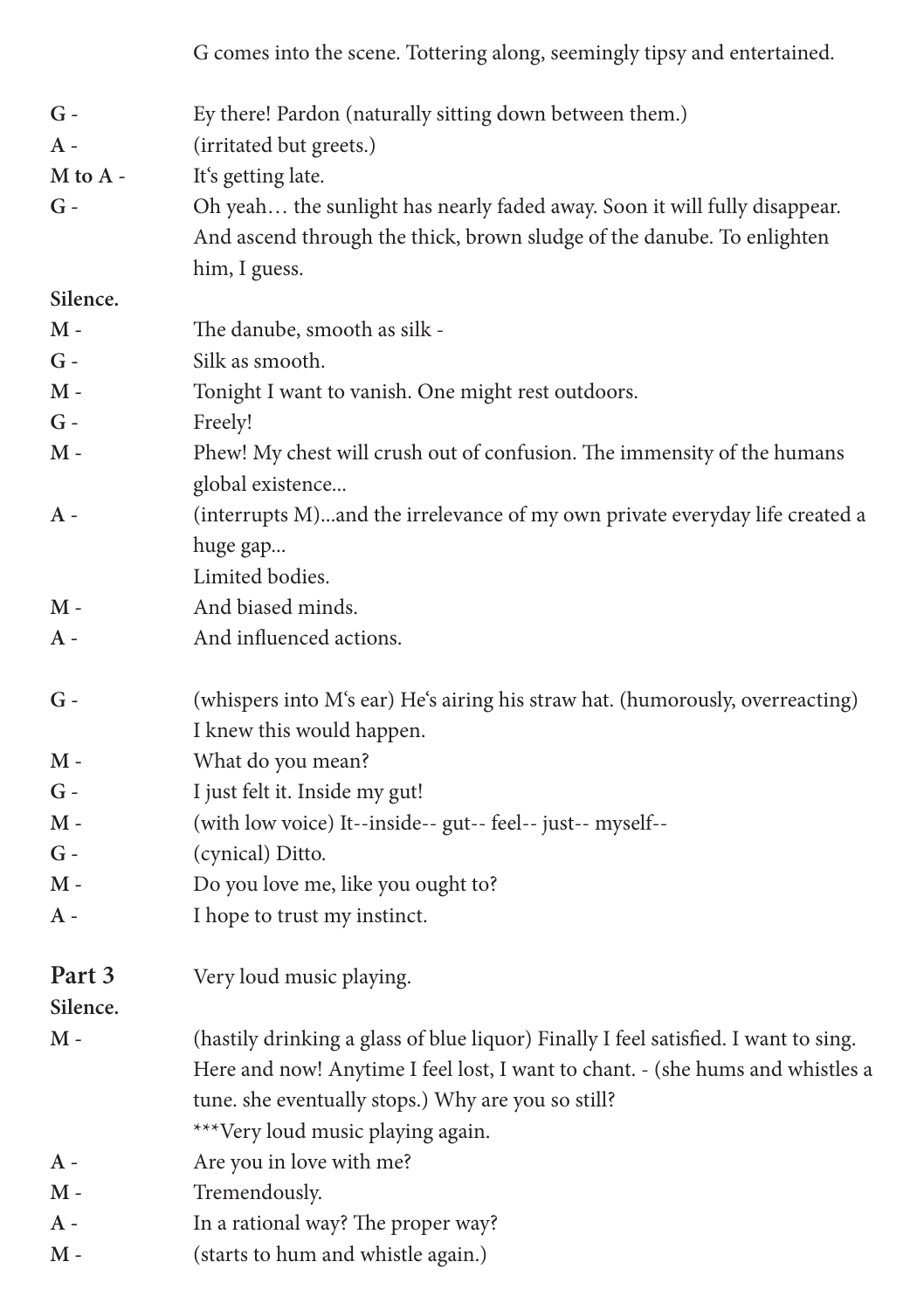G comes into the scene. Tottering along, seemingly tipsy and entertained.

**G -** Ey there! Pardon (naturally sitting down between them.)
**A -** (irritated but greets.)
**M to A -** It‘s getting late.
**G -** Oh yeah… the sunlight has nearly faded away. Soon it will fully disappear. And ascend through the thick, brown sludge of the danube. To enlighten him, I guess.
**Silence.**
**M -** The danube, smooth as silk -
**G -** Silk as smooth.
**M -** Tonight I want to vanish. One might rest outdoors.
**G -** Freely!
**M -** Phew! My chest will crush out of confusion. The immensity of the humans global existence...
**A -** (interrupts M)...and the irrelevance of my own private everyday life created a huge gap...
Limited bodies.
**M -** And biased minds.
**A -** And influenced actions.

**G -** (whispers into M‘s ear) He‘s airing his straw hat. (humorously, overreacting) I knew this would happen.
**M -** What do you mean?
**G -** I just felt it. Inside my gut!
**M -** (with low voice) It--inside-- gut-- feel-- just-- myself--
**G -** (cynical) Ditto.
**M -** Do you love me, like you ought to?
**A -** I hope to trust my instinct.

## Part 3

Very loud music playing.

**Silence.**
**M -** (hastily drinking a glass of blue liquor) Finally I feel satisfied. I want to sing. Here and now! Anytime I feel lost, I want to chant. - (she hums and whistles a tune. she eventually stops.) Why are you so still?
***Very loud music playing again.
**A -** Are you in love with me?
**M -** Tremendously.
**A -** In a rational way? The proper way?
**M -** (starts to hum and whistle again.)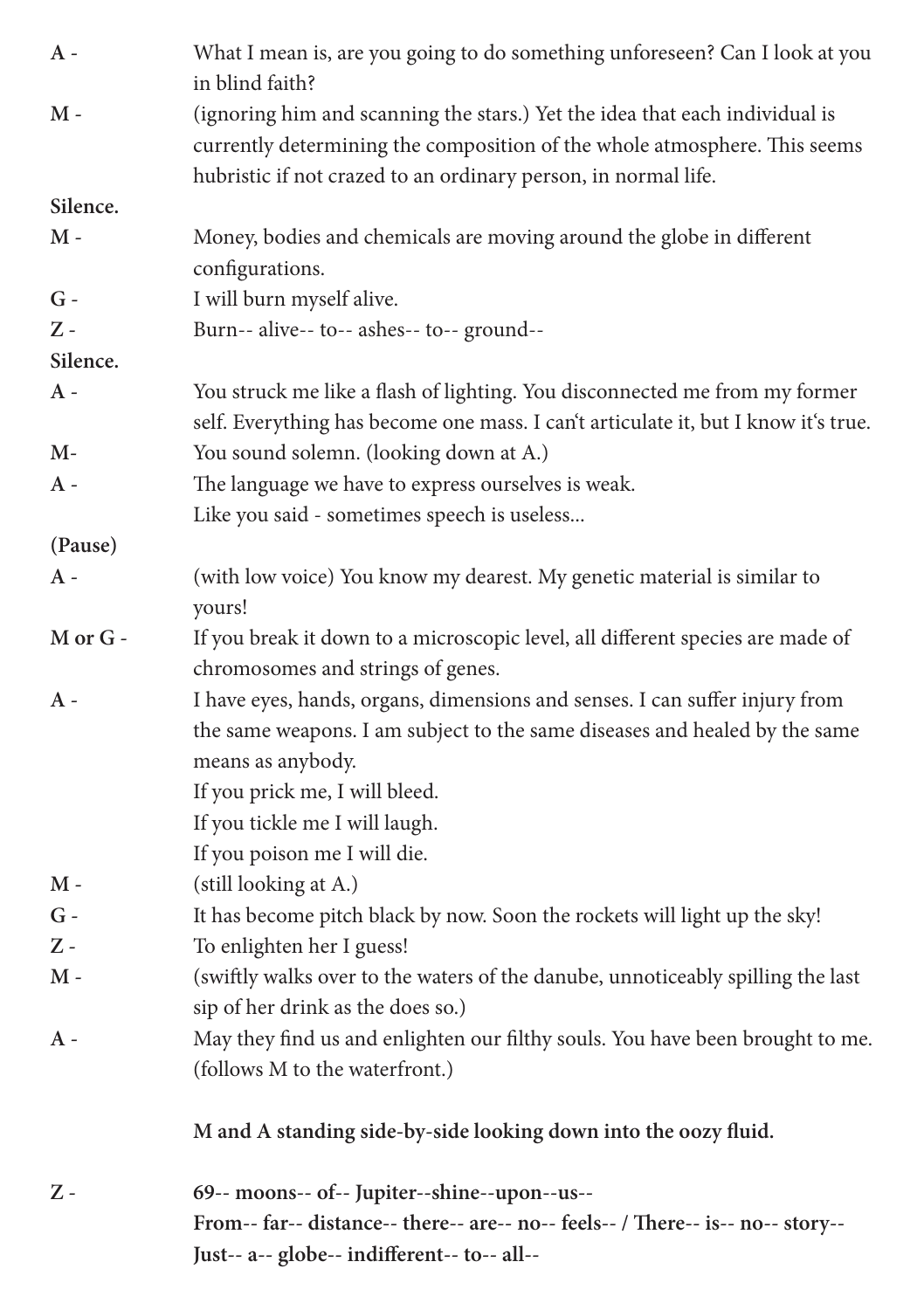**A -** What I mean is, are you going to do something unforeseen? Can I look at you in blind faith?

**M -** (ignoring him and scanning the stars.) Yet the idea that each individual is currently determining the composition of the whole atmosphere. This seems hubristic if not crazed to an ordinary person, in normal life.

**Silence.**

**M -** Money, bodies and chemicals are moving around the globe in different configurations.

**G -** I will burn myself alive.

**Z -** Burn-- alive-- to-- ashes-- to-- ground--

**Silence.**

**A -** You struck me like a flash of lighting. You disconnected me from my former self. Everything has become one mass. I can‘t articulate it, but I know it‘s true.

**M-** You sound solemn. (looking down at A.)

**A -** The language we have to express ourselves is weak.
Like you said - sometimes speech is useless...

**(Pause)**

**A -** (with low voice) You know my dearest. My genetic material is similar to yours!

**M or G -** If you break it down to a microscopic level, all different species are made of chromosomes and strings of genes.

**A -** I have eyes, hands, organs, dimensions and senses. I can suffer injury from the same weapons. I am subject to the same diseases and healed by the same means as anybody.
If you prick me, I will bleed.
If you tickle me I will laugh.
If you poison me I will die.

**M -** (still looking at A.)

**G -** It has become pitch black by now. Soon the rockets will light up the sky!

**Z -** To enlighten her I guess!

**M -** (swiftly walks over to the waters of the danube, unnoticeably spilling the last sip of her drink as the does so.)

**A -** May they find us and enlighten our filthy souls. You have been brought to me. (follows M to the waterfront.)

**M and A standing side-by-side looking down into the oozy fluid.**

**Z -** **69-- moons-- of-- Jupiter--shine--upon--us--**
**From-- far-- distance-- there-- are-- no-- feels-- / There-- is-- no-- story--**
**Just-- a-- globe-- indifferent-- to-- all--**